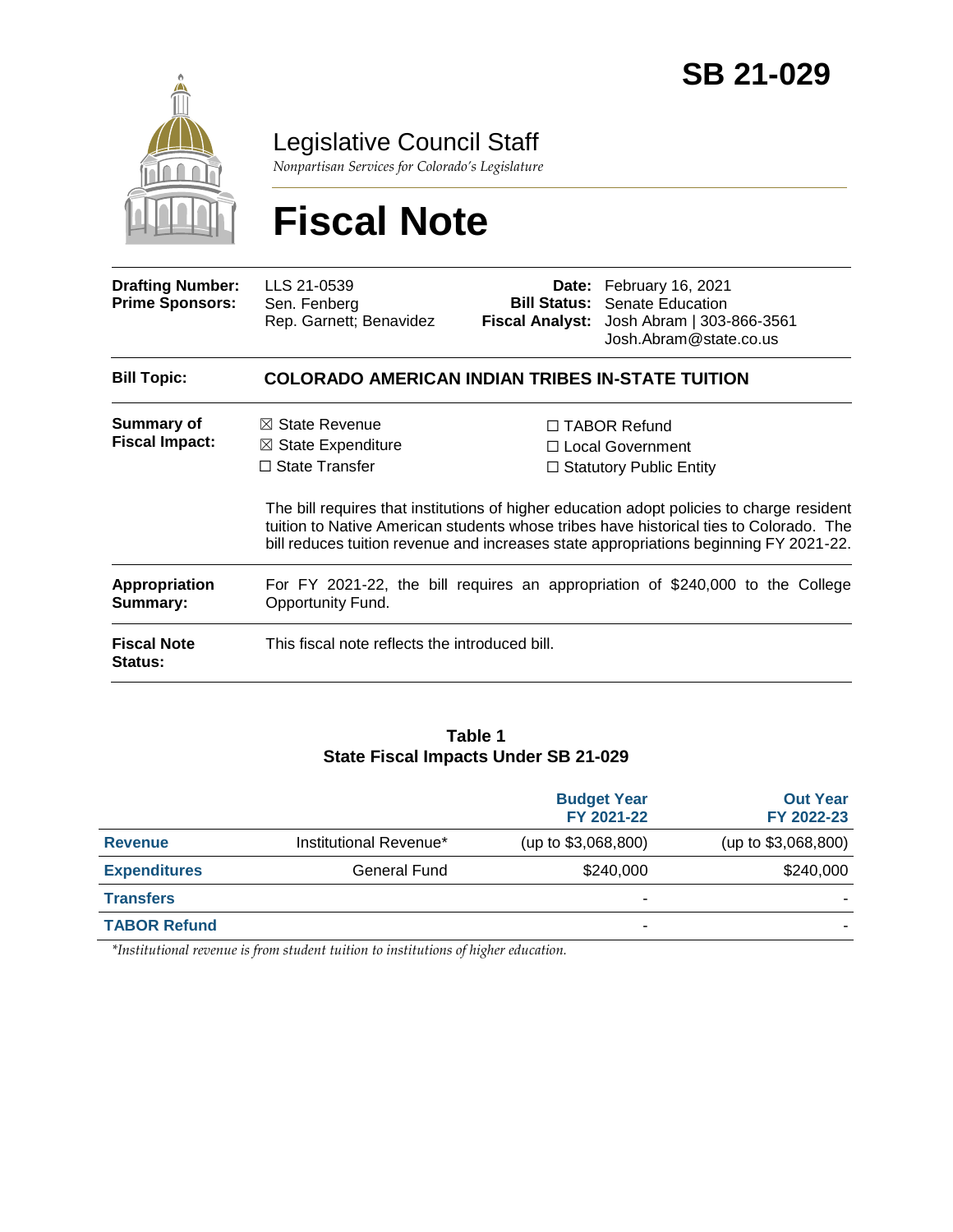# SB 21-029

## Legislative Council Staff

*Nonpartisan Services for Colorado's Legislature*

# Fiscal Note

| | | | |
|---|---|---|---|
| **Drafting Number:** | LLS 21-0539 | **Date:** | February 16, 2021 |
| **Prime Sponsors:** | Sen. Fenberg<br>Rep. Garnett; Benavidez | **Bill Status:** | Senate Education |
| | | **Fiscal Analyst:** | Josh Abram \| 303-866-3561<br>Josh.Abram@state.co.us |

**Bill Topic:** **COLORADO AMERICAN INDIAN TRIBES IN-STATE TUITION**

**Summary of Fiscal Impact:**

☒ State Revenue
☒ State Expenditure
☐ State Transfer
☐ TABOR Refund
☐ Local Government
☐ Statutory Public Entity

The bill requires that institutions of higher education adopt policies to charge resident tuition to Native American students whose tribes have historical ties to Colorado. The bill reduces tuition revenue and increases state appropriations beginning FY 2021-22.

**Appropriation Summary:** For FY 2021-22, the bill requires an appropriation of $240,000 to the College Opportunity Fund.

**Fiscal Note Status:** This fiscal note reflects the introduced bill.

**Table 1**
**State Fiscal Impacts Under SB 21-029**

| | | Budget Year FY 2021-22 | Out Year FY 2022-23 |
|---|---|---|---|
| **Revenue** | Institutional Revenue* | (up to $3,068,800) | (up to $3,068,800) |
| **Expenditures** | General Fund | $240,000 | $240,000 |
| **Transfers** | | - | - |
| **TABOR Refund** | | - | - |

*\*Institutional revenue is from student tuition to institutions of higher education.*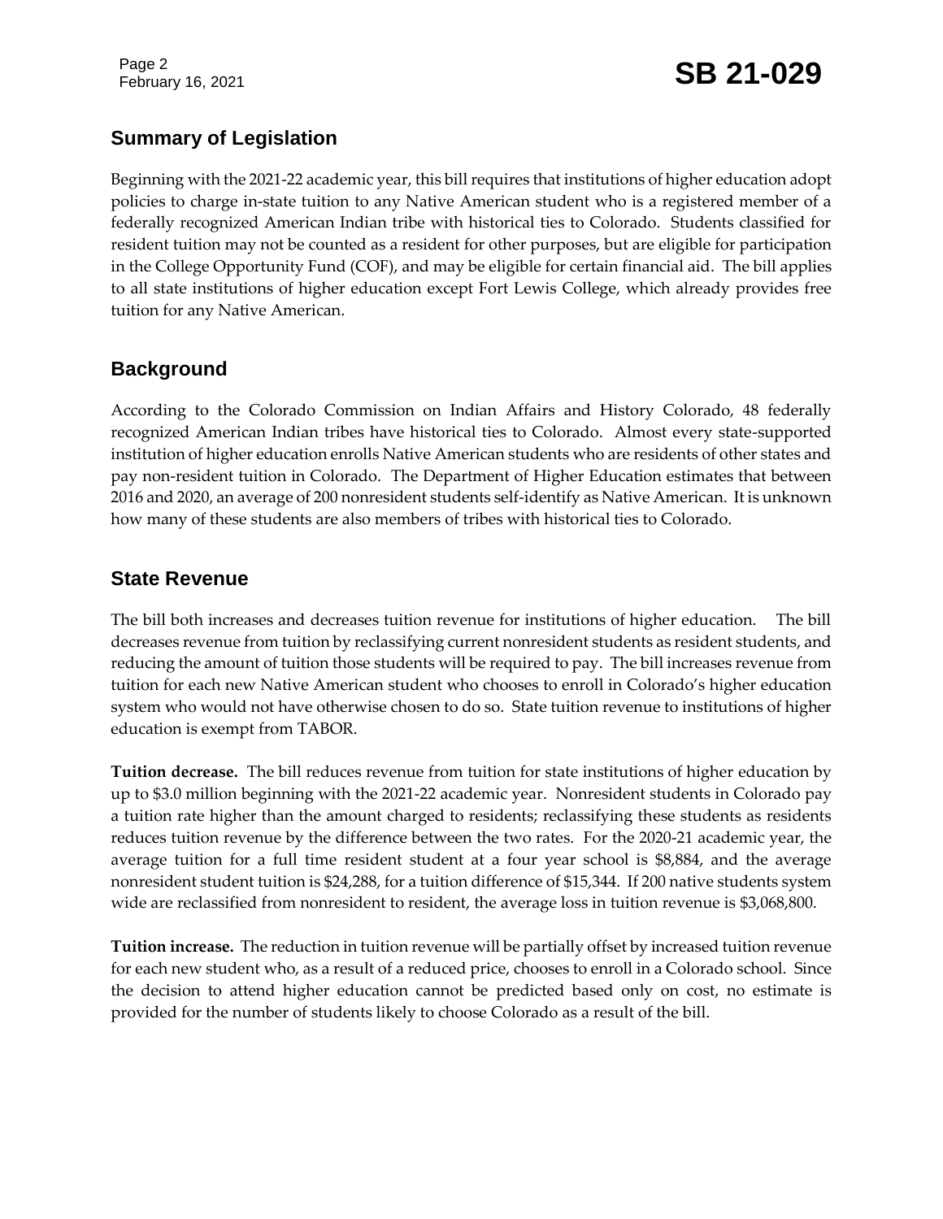## Summary of Legislation

Beginning with the 2021-22 academic year, this bill requires that institutions of higher education adopt policies to charge in-state tuition to any Native American student who is a registered member of a federally recognized American Indian tribe with historical ties to Colorado. Students classified for resident tuition may not be counted as a resident for other purposes, but are eligible for participation in the College Opportunity Fund (COF), and may be eligible for certain financial aid. The bill applies to all state institutions of higher education except Fort Lewis College, which already provides free tuition for any Native American.

## Background

According to the Colorado Commission on Indian Affairs and History Colorado, 48 federally recognized American Indian tribes have historical ties to Colorado. Almost every state-supported institution of higher education enrolls Native American students who are residents of other states and pay non-resident tuition in Colorado. The Department of Higher Education estimates that between 2016 and 2020, an average of 200 nonresident students self-identify as Native American. It is unknown how many of these students are also members of tribes with historical ties to Colorado.

## State Revenue

The bill both increases and decreases tuition revenue for institutions of higher education. The bill decreases revenue from tuition by reclassifying current nonresident students as resident students, and reducing the amount of tuition those students will be required to pay. The bill increases revenue from tuition for each new Native American student who chooses to enroll in Colorado's higher education system who would not have otherwise chosen to do so. State tuition revenue to institutions of higher education is exempt from TABOR.

**Tuition decrease.** The bill reduces revenue from tuition for state institutions of higher education by up to $3.0 million beginning with the 2021-22 academic year. Nonresident students in Colorado pay a tuition rate higher than the amount charged to residents; reclassifying these students as residents reduces tuition revenue by the difference between the two rates. For the 2020-21 academic year, the average tuition for a full time resident student at a four year school is $8,884, and the average nonresident student tuition is $24,288, for a tuition difference of $15,344. If 200 native students system wide are reclassified from nonresident to resident, the average loss in tuition revenue is $3,068,800.

**Tuition increase.** The reduction in tuition revenue will be partially offset by increased tuition revenue for each new student who, as a result of a reduced price, chooses to enroll in a Colorado school. Since the decision to attend higher education cannot be predicted based only on cost, no estimate is provided for the number of students likely to choose Colorado as a result of the bill.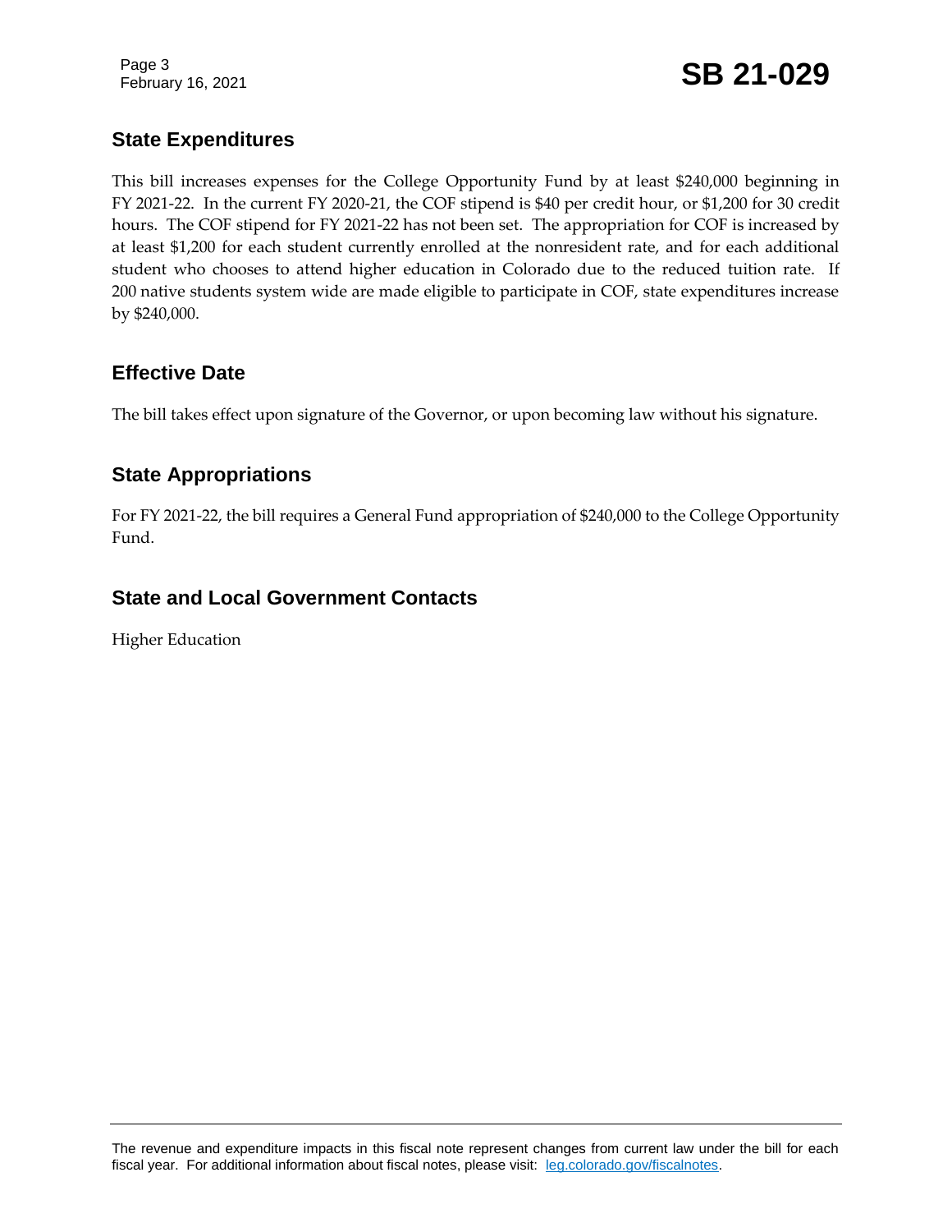## State Expenditures

This bill increases expenses for the College Opportunity Fund by at least $240,000 beginning in FY 2021-22. In the current FY 2020-21, the COF stipend is $40 per credit hour, or $1,200 for 30 credit hours. The COF stipend for FY 2021-22 has not been set. The appropriation for COF is increased by at least $1,200 for each student currently enrolled at the nonresident rate, and for each additional student who chooses to attend higher education in Colorado due to the reduced tuition rate. If 200 native students system wide are made eligible to participate in COF, state expenditures increase by $240,000.

## Effective Date

The bill takes effect upon signature of the Governor, or upon becoming law without his signature.

## State Appropriations

For FY 2021-22, the bill requires a General Fund appropriation of $240,000 to the College Opportunity Fund.

## State and Local Government Contacts

Higher Education

The revenue and expenditure impacts in this fiscal note represent changes from current law under the bill for each fiscal year. For additional information about fiscal notes, please visit: leg.colorado.gov/fiscalnotes.